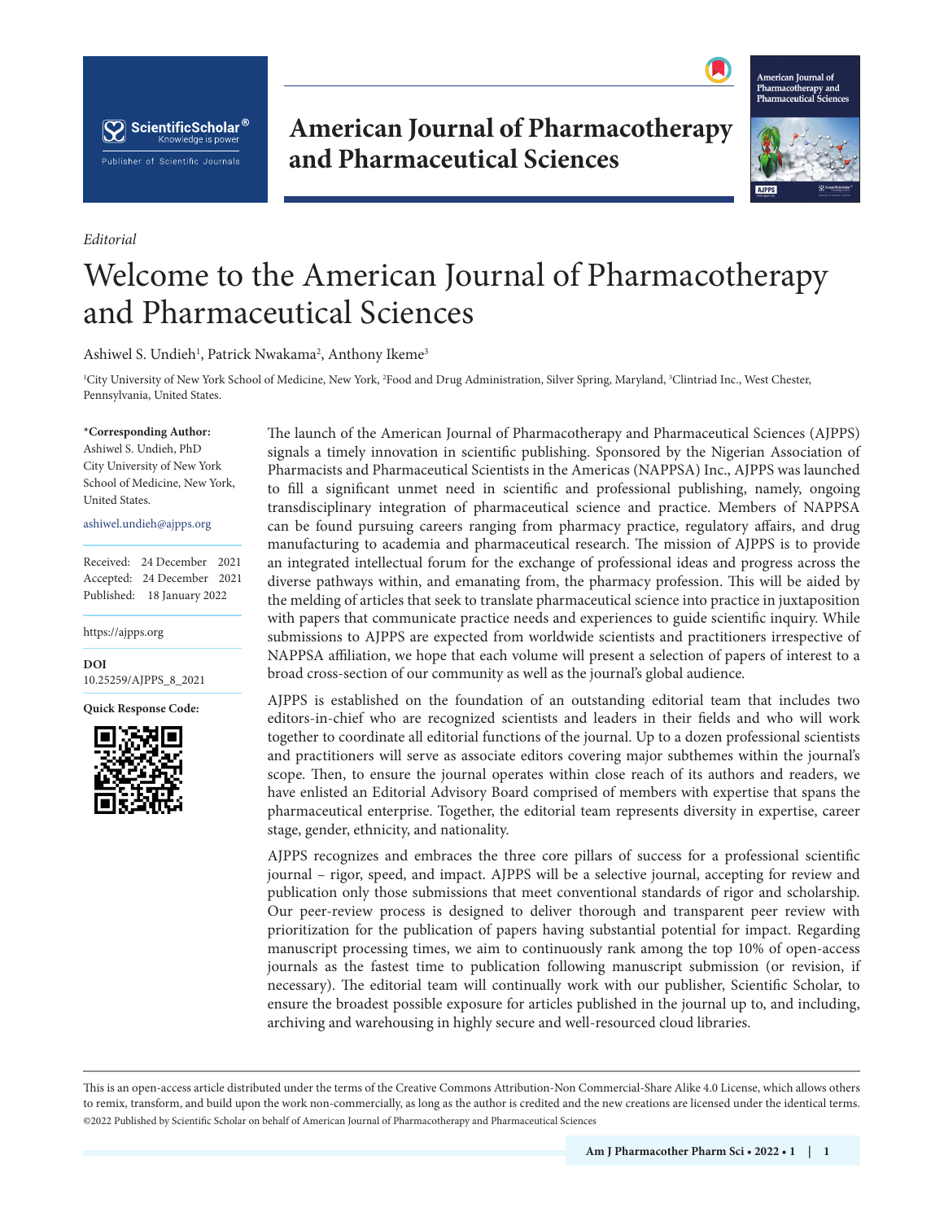*Editorial*

# Welcome to the American Journal of Pharmacotherapy and Pharmaceutical Sciences

Ashiwel S. Undieh[1], Patrick Nwakama[2], Anthony Ikeme[3]

[1]City University of New York School of Medicine, New York, [2]Food and Drug Administration, Silver Spring, Maryland, [3]Clintriad Inc., West Chester, Pennsylvania, United States.

**\*Corresponding Author:**
Ashiwel S. Undieh, PhD
City University of New York School of Medicine, New York, United States.

ashiwel.undieh@ajpps.org

Received: 24 December 2021
Accepted: 24 December 2021
Published: 18 January 2022

https://ajpps.org

**DOI**
10.25259/AJPPS_8_2021

**Quick Response Code:**

The launch of the American Journal of Pharmacotherapy and Pharmaceutical Sciences (AJPPS) signals a timely innovation in scientific publishing. Sponsored by the Nigerian Association of Pharmacists and Pharmaceutical Scientists in the Americas (NAPPSA) Inc., AJPPS was launched to fill a significant unmet need in scientific and professional publishing, namely, ongoing transdisciplinary integration of pharmaceutical science and practice. Members of NAPPSA can be found pursuing careers ranging from pharmacy practice, regulatory affairs, and drug manufacturing to academia and pharmaceutical research. The mission of AJPPS is to provide an integrated intellectual forum for the exchange of professional ideas and progress across the diverse pathways within, and emanating from, the pharmacy profession. This will be aided by the melding of articles that seek to translate pharmaceutical science into practice in juxtaposition with papers that communicate practice needs and experiences to guide scientific inquiry. While submissions to AJPPS are expected from worldwide scientists and practitioners irrespective of NAPPSA affiliation, we hope that each volume will present a selection of papers of interest to a broad cross-section of our community as well as the journal's global audience.

AJPPS is established on the foundation of an outstanding editorial team that includes two editors-in-chief who are recognized scientists and leaders in their fields and who will work together to coordinate all editorial functions of the journal. Up to a dozen professional scientists and practitioners will serve as associate editors covering major subthemes within the journal's scope. Then, to ensure the journal operates within close reach of its authors and readers, we have enlisted an Editorial Advisory Board comprised of members with expertise that spans the pharmaceutical enterprise. Together, the editorial team represents diversity in expertise, career stage, gender, ethnicity, and nationality.

AJPPS recognizes and embraces the three core pillars of success for a professional scientific journal – rigor, speed, and impact. AJPPS will be a selective journal, accepting for review and publication only those submissions that meet conventional standards of rigor and scholarship. Our peer-review process is designed to deliver thorough and transparent peer review with prioritization for the publication of papers having substantial potential for impact. Regarding manuscript processing times, we aim to continuously rank among the top 10% of open-access journals as the fastest time to publication following manuscript submission (or revision, if necessary). The editorial team will continually work with our publisher, Scientific Scholar, to ensure the broadest possible exposure for articles published in the journal up to, and including, archiving and warehousing in highly secure and well-resourced cloud libraries.

This is an open-access article distributed under the terms of the Creative Commons Attribution-Non Commercial-Share Alike 4.0 License, which allows others to remix, transform, and build upon the work non-commercially, as long as the author is credited and the new creations are licensed under the identical terms.
©2022 Published by Scientific Scholar on behalf of American Journal of Pharmacotherapy and Pharmaceutical Sciences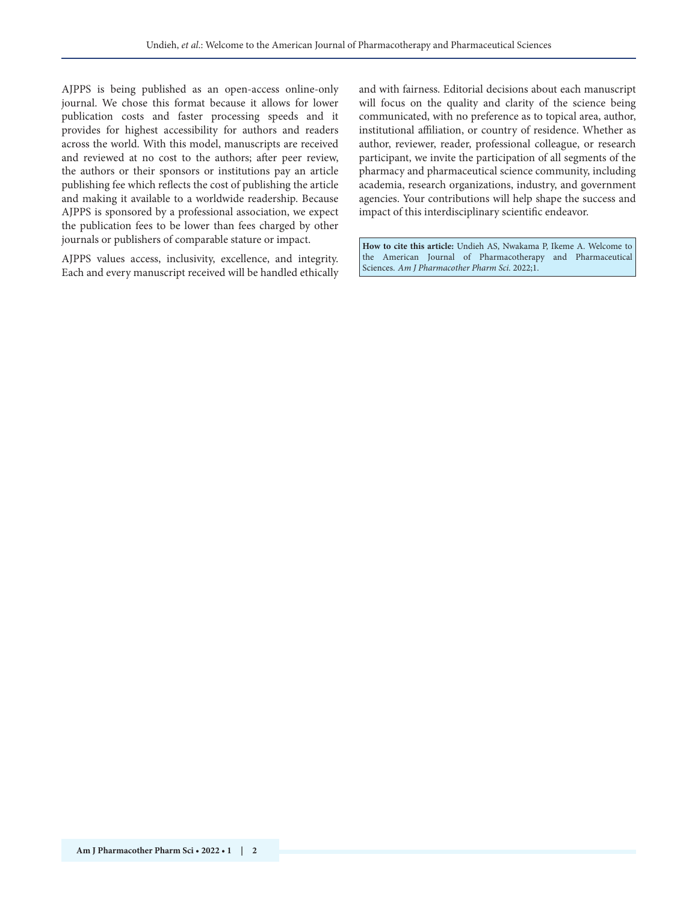AJPPS is being published as an open-access online-only journal. We chose this format because it allows for lower publication costs and faster processing speeds and it provides for highest accessibility for authors and readers across the world. With this model, manuscripts are received and reviewed at no cost to the authors; after peer review, the authors or their sponsors or institutions pay an article publishing fee which reflects the cost of publishing the article and making it available to a worldwide readership. Because AJPPS is sponsored by a professional association, we expect the publication fees to be lower than fees charged by other journals or publishers of comparable stature or impact.

AJPPS values access, inclusivity, excellence, and integrity. Each and every manuscript received will be handled ethically and with fairness. Editorial decisions about each manuscript will focus on the quality and clarity of the science being communicated, with no preference as to topical area, author, institutional affiliation, or country of residence. Whether as author, reviewer, reader, professional colleague, or research participant, we invite the participation of all segments of the pharmacy and pharmaceutical science community, including academia, research organizations, industry, and government agencies. Your contributions will help shape the success and impact of this interdisciplinary scientific endeavor.

**How to cite this article:** Undieh AS, Nwakama P, Ikeme A. Welcome to the American Journal of Pharmacotherapy and Pharmaceutical Sciences. *Am J Pharmacother Pharm Sci.* 2022;1.